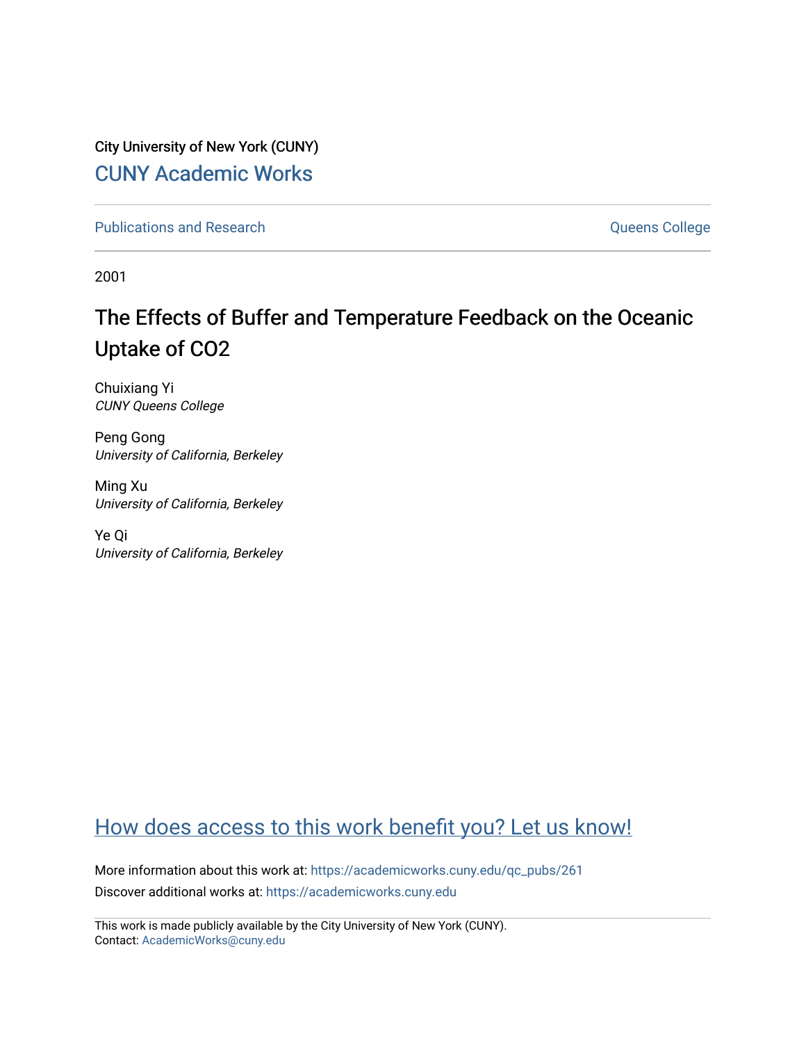City University of New York (CUNY)

CUNY Academic Works

Publications and Research | Queens College

2001

# The Effects of Buffer and Temperature Feedback on the Oceanic Uptake of CO2

Chuixiang Yi
*CUNY Queens College*

Peng Gong
*University of California, Berkeley*

Ming Xu
*University of California, Berkeley*

Ye Qi
*University of California, Berkeley*

How does access to this work benefit you? Let us know!

More information about this work at: https://academicworks.cuny.edu/qc_pubs/261

Discover additional works at: https://academicworks.cuny.edu

This work is made publicly available by the City University of New York (CUNY).
Contact: AcademicWorks@cuny.edu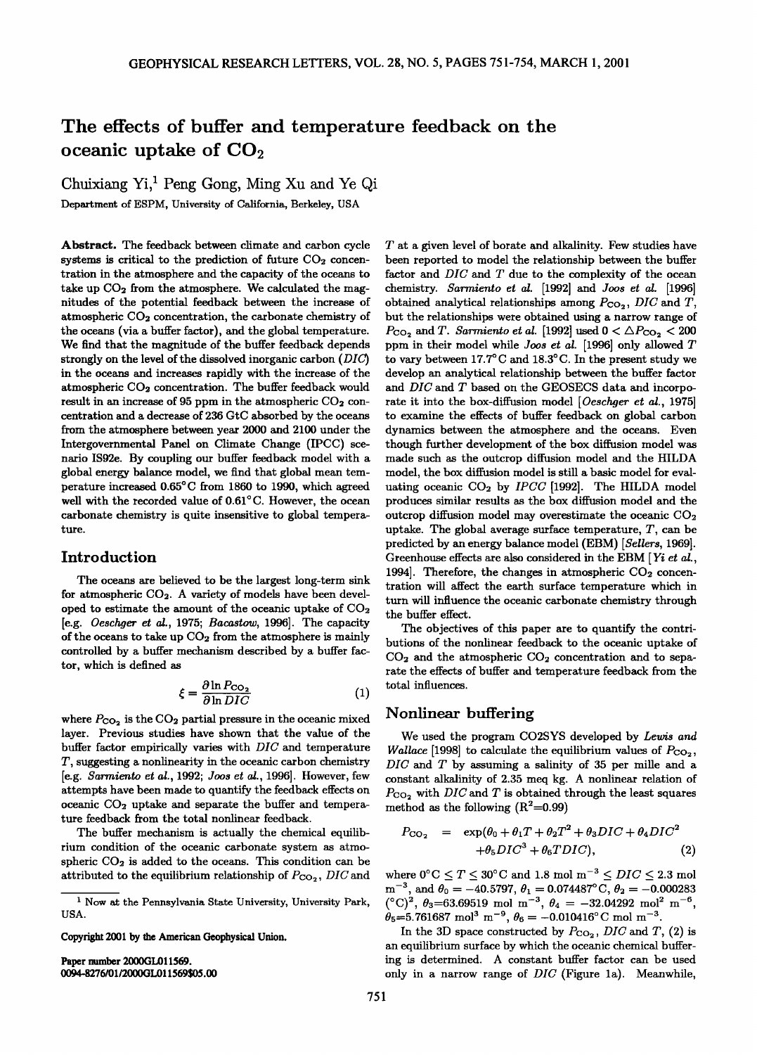# The effects of buffer and temperature feedback on the oceanic uptake of $CO_2$

Chuixiang Yi,[1] Peng Gong, Ming Xu and Ye Qi

Department of ESPM, University of California, Berkeley, USA

**Abstract.** The feedback between climate and carbon cycle systems is critical to the prediction of future $CO_2$ concentration in the atmosphere and the capacity of the oceans to take up $CO_2$ from the atmosphere. We calculated the magnitudes of the potential feedback between the increase of atmospheric $CO_2$ concentration, the carbonate chemistry of the oceans (via a buffer factor), and the global temperature. We find that the magnitude of the buffer feedback depends strongly on the level of the dissolved inorganic carbon (*DIC*) in the oceans and increases rapidly with the increase of the atmospheric $CO_2$ concentration. The buffer feedback would result in an increase of 95 ppm in the atmospheric $CO_2$ concentration and a decrease of 236 GtC absorbed by the oceans from the atmosphere between year 2000 and 2100 under the Intergovernmental Panel on Climate Change (IPCC) scenario IS92e. By coupling our buffer feedback model with a global energy balance model, we find that global mean temperature increased 0.65°C from 1860 to 1990, which agreed well with the recorded value of 0.61°C. However, the ocean carbonate chemistry is quite insensitive to global temperature.

## Introduction

The oceans are believed to be the largest long-term sink for atmospheric $CO_2$. A variety of models have been developed to estimate the amount of the oceanic uptake of $CO_2$ [e.g. *Oeschger et al.*, 1975; *Bacastow*, 1996]. The capacity of the oceans to take up $CO_2$ from the atmosphere is mainly controlled by a buffer mechanism described by a buffer factor, which is defined as

$$\xi = \frac{\partial \ln P_{CO_2}}{\partial \ln DIC} \tag{1}$$

where $P_{CO_2}$ is the $CO_2$ partial pressure in the oceanic mixed layer. Previous studies have shown that the value of the buffer factor empirically varies with *DIC* and temperature $T$, suggesting a nonlinearity in the oceanic carbon chemistry [e.g. *Sarmiento et al.*, 1992; *Joos et al.*, 1996]. However, few attempts have been made to quantify the feedback effects on oceanic $CO_2$ uptake and separate the buffer and temperature feedback from the total nonlinear feedback.

The buffer mechanism is actually the chemical equilibrium condition of the oceanic carbonate system as atmospheric $CO_2$ is added to the oceans. This condition can be attributed to the equilibrium relationship of $P_{CO_2}$, *DIC* and $T$ at a given level of borate and alkalinity. Few studies have been reported to model the relationship between the buffer factor and *DIC* and $T$ due to the complexity of the ocean chemistry. *Sarmiento et al.* [1992] and *Joos et al.* [1996] obtained analytical relationships among $P_{CO_2}$, *DIC* and $T$, but the relationships were obtained using a narrow range of $P_{CO_2}$ and $T$. *Sarmiento et al.* [1992] used $0 < \triangle P_{CO_2} < 200$ ppm in their model while *Joos et al.* [1996] only allowed $T$ to vary between 17.7°C and 18.3°C. In the present study we develop an analytical relationship between the buffer factor and *DIC* and $T$ based on the GEOSECS data and incorporate it into the box-diffusion model [*Oeschger et al.*, 1975] to examine the effects of buffer feedback on global carbon dynamics between the atmosphere and the oceans. Even though further development of the box diffusion model was made such as the outcrop diffusion model and the HILDA model, the box diffusion model is still a basic model for evaluating oceanic $CO_2$ by *IPCC* [1992]. The HILDA model produces similar results as the box diffusion model and the outcrop diffusion model may overestimate the oceanic $CO_2$ uptake. The global average surface temperature, $T$, can be predicted by an energy balance model (EBM) [*Sellers*, 1969]. Greenhouse effects are also considered in the EBM [*Yi et al.*, 1994]. Therefore, the changes in atmospheric $CO_2$ concentration will affect the earth surface temperature which in turn will influence the oceanic carbonate chemistry through the buffer effect.

The objectives of this paper are to quantify the contributions of the nonlinear feedback to the oceanic uptake of $CO_2$ and the atmospheric $CO_2$ concentration and to separate the effects of buffer and temperature feedback from the total influences.

## Nonlinear buffering

We used the program CO2SYS developed by *Lewis and Wallace* [1998] to calculate the equilibrium values of $P_{CO_2}$, *DIC* and $T$ by assuming a salinity of 35 per mille and a constant alkalinity of 2.35 meq kg. A nonlinear relation of $P_{CO_2}$ with *DIC* and $T$ is obtained through the least squares method as the following ($R^2$=0.99)

$$\begin{aligned} P_{CO_2} &= \exp(\theta_0 + \theta_1 T + \theta_2 T^2 + \theta_3 DIC + \theta_4 DIC^2 \\ &\quad + \theta_5 DIC^3 + \theta_6 T DIC), \end{aligned} \tag{2}$$

where $0°C \le T \le 30°C$ and $1.8$ mol m$^{-3}$ $\le DIC \le 2.3$ mol m$^{-3}$, and $\theta_0 = -40.5797$, $\theta_1 = 0.074487°C$, $\theta_2 = -0.000283$ $(°C)^2$, $\theta_3$=63.69519 mol m$^{-3}$, $\theta_4 = -32.04292$ mol$^2$ m$^{-6}$, $\theta_5$=5.761687 mol$^3$ m$^{-9}$, $\theta_6 = -0.010416°C$ mol m$^{-3}$.

In the 3D space constructed by $P_{CO_2}$, *DIC* and $T$, (2) is an equilibrium surface by which the ocean chemical buffering is determined. A constant buffer factor can be used only in a narrow range of *DIC* (Figure 1a). Meanwhile,

[1] Now at the Pennsylvania State University, University Park, USA.

Copyright 2001 by the American Geophysical Union.

Paper number 2000GL011569.
0094-8276/01/2000GL011569$05.00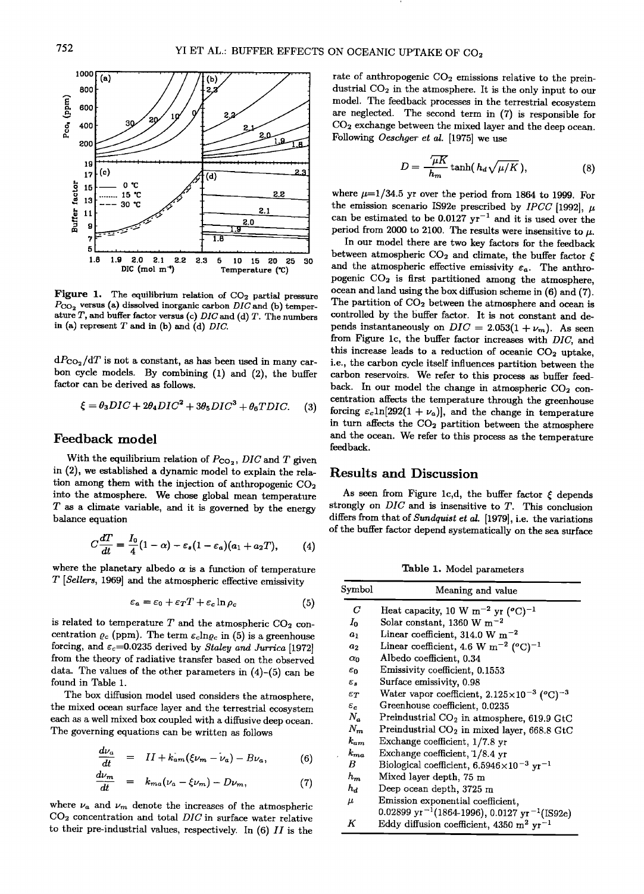Figure 1. The equilibrium relation of $CO_2$ partial pressure $P_{CO_2}$ versus (a) dissolved inorganic carbon $DIC$ and (b) temperature $T$, and buffer factor versus (c) $DIC$ and (d) $T$. The numbers in (a) represent $T$ and in (b) and (d) $DIC$.

$dP_{CO_2}/dT$ is not a constant, as has been used in many carbon cycle models. By combining (1) and (2), the buffer factor can be derived as follows.

$$\xi = \theta_3 DIC + 2\theta_4 DIC^2 + 3\theta_5 DIC^3 + \theta_6 T DIC. \quad (3)$$

## Feedback model

With the equilibrium relation of $P_{CO_2}$, $DIC$ and $T$ given in (2), we established a dynamic model to explain the relation among them with the injection of anthropogenic $CO_2$ into the atmosphere. We chose global mean temperature $T$ as a climate variable, and it is governed by the energy balance equation

$$C\frac{dT}{dt} = \frac{I_0}{4}(1-\alpha) - \varepsilon_s(1-\varepsilon_a)(a_1 + a_2 T), \quad (4)$$

where the planetary albedo $\alpha$ is a function of temperature $T$ [*Sellers*, 1969] and the atmospheric effective emissivity

$$\varepsilon_a = \varepsilon_0 + \varepsilon_T T + \varepsilon_c \ln \rho_c \quad (5)$$

is related to temperature $T$ and the atmospheric $CO_2$ concentration $\rho_c$ (ppm). The term $\varepsilon_c \ln \rho_c$ in (5) is a greenhouse forcing, and $\varepsilon_c$=0.0235 derived by *Staley and Jurrica* [1972] from the theory of radiative transfer based on the observed data. The values of the other parameters in (4)-(5) can be found in Table 1.

The box diffusion model used considers the atmosphere, the mixed ocean surface layer and the terrestrial ecosystem each as a well mixed box coupled with a diffusive deep ocean. The governing equations can be written as follows

$$\frac{d\nu_a}{dt} = \Pi + k_{am}(\xi\nu_m - \nu_a) - B\nu_a, \quad (6)$$

$$\frac{d\nu_m}{dt} = k_{ma}(\nu_a - \xi\nu_m) - D\nu_m, \quad (7)$$

where $\nu_a$ and $\nu_m$ denote the increases of the atmospheric $CO_2$ concentration and total $DIC$ in surface water relative to their pre-industrial values, respectively. In (6) $\Pi$ is the rate of anthropogenic $CO_2$ emissions relative to the preindustrial $CO_2$ in the atmosphere. It is the only input to our model. The feedback processes in the terrestrial ecosystem are neglected. The second term in (7) is responsible for $CO_2$ exchange between the mixed layer and the deep ocean. Following *Oeschger et al.* [1975] we use

$$D = \frac{\sqrt{\mu K}}{h_m}\tanh(h_d\sqrt{\mu/K}), \quad (8)$$

where $\mu$=1/34.5 yr over the period from 1864 to 1999. For the emission scenario IS92e prescribed by *IPCC* [1992], $\mu$ can be estimated to be 0.0127 $yr^{-1}$ and it is used over the period from 2000 to 2100. The results were insensitive to $\mu$.

In our model there are two key factors for the feedback between atmospheric $CO_2$ and climate, the buffer factor $\xi$ and the atmospheric effective emissivity $\varepsilon_a$. The anthropogenic $CO_2$ is first partitioned among the atmosphere, ocean and land using the box diffusion scheme in (6) and (7). The partition of $CO_2$ between the atmosphere and ocean is controlled by the buffer factor. It is not constant and depends instantaneously on $DIC = 2.053(1+\nu_m)$. As seen from Figure 1c, the buffer factor increases with $DIC$, and this increase leads to a reduction of oceanic $CO_2$ uptake, i.e., the carbon cycle itself influences partition between the carbon reservoirs. We refer to this process as buffer feedback. In our model the change in atmospheric $CO_2$ concentration affects the temperature through the greenhouse forcing $\varepsilon_c \ln[292(1+\nu_a)]$, and the change in temperature in turn affects the $CO_2$ partition between the atmosphere and the ocean. We refer to this process as the temperature feedback.

## Results and Discussion

As seen from Figure 1c,d, the buffer factor $\xi$ depends strongly on $DIC$ and is insensitive to $T$. This conclusion differs from that of *Sundquist et al.* [1979], i.e. the variations of the buffer factor depend systematically on the sea surface

Table 1. Model parameters

| Symbol | Meaning and value |
|---|---|
| $C$ | Heat capacity, 10 W $m^{-2}$ yr $(^oC)^{-1}$ |
| $I_0$ | Solar constant, 1360 W $m^{-2}$ |
| $a_1$ | Linear coefficient, 314.0 W $m^{-2}$ |
| $a_2$ | Linear coefficient, 4.6 W $m^{-2}$ $(^oC)^{-1}$ |
| $\alpha_0$ | Albedo coefficient, 0.34 |
| $\varepsilon_0$ | Emissivity coefficient, 0.1553 |
| $\varepsilon_s$ | Surface emissivity, 0.98 |
| $\varepsilon_T$ | Water vapor coefficient, $2.125\times10^{-3}$ $(^oC)^{-3}$ |
| $\varepsilon_c$ | Greenhouse coefficient, 0.0235 |
| $N_a$ | Preindustrial $CO_2$ in atmosphere, 619.9 GtC |
| $N_m$ | Preindustrial $CO_2$ in mixed layer, 668.8 GtC |
| $k_{am}$ | Exchange coefficient, 1/7.8 yr |
| $k_{ma}$ | Exchange coefficient, 1/8.4 yr |
| $B$ | Biological coefficient, $6.5946\times10^{-3}$ $yr^{-1}$ |
| $h_m$ | Mixed layer depth, 75 m |
| $h_d$ | Deep ocean depth, 3725 m |
| $\mu$ | Emission exponential coefficient, 0.02899 $yr^{-1}$(1864-1996), 0.0127 $yr^{-1}$(IS92e) |
| $K$ | Eddy diffusion coefficient, 4350 $m^2$ $yr^{-1}$ |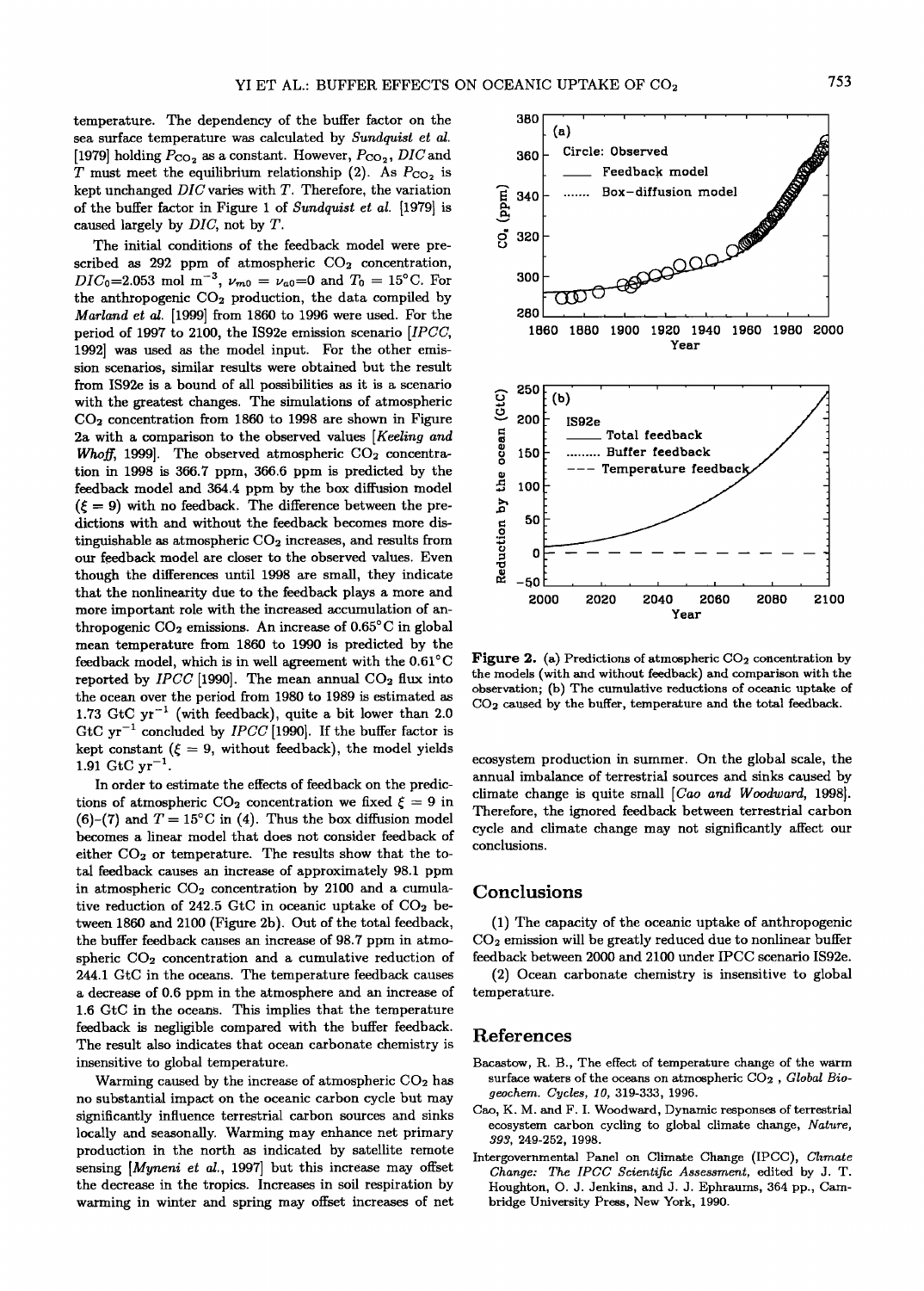temperature. The dependency of the buffer factor on the sea surface temperature was calculated by *Sundquist et al.* [1979] holding $P_{CO_2}$ as a constant. However, $P_{CO_2}$, $DIC$ and $T$ must meet the equilibrium relationship (2). As $P_{CO_2}$ is kept unchanged $DIC$ varies with $T$. Therefore, the variation of the buffer factor in Figure 1 of *Sundquist et al.* [1979] is caused largely by $DIC$, not by $T$.

The initial conditions of the feedback model were prescribed as 292 ppm of atmospheric $CO_2$ concentration, $DIC_0$=2.053 mol m$^{-3}$, $\nu_{m0} = \nu_{a0}$=0 and $T_0$ = 15°C. For the anthropogenic $CO_2$ production, the data compiled by *Marland et al.* [1999] from 1860 to 1996 were used. For the period of 1997 to 2100, the IS92e emission scenario [*IPCC*, 1992] was used as the model input. For the other emission scenarios, similar results were obtained but the result from IS92e is a bound of all possibilities as it is a scenario with the greatest changes. The simulations of atmospheric $CO_2$ concentration from 1860 to 1998 are shown in Figure 2a with a comparison to the observed values [*Keeling and Whoff*, 1999]. The observed atmospheric $CO_2$ concentration in 1998 is 366.7 ppm, 366.6 ppm is predicted by the feedback model and 364.4 ppm by the box diffusion model ($\xi$ = 9) with no feedback. The difference between the predictions with and without the feedback becomes more distinguishable as atmospheric $CO_2$ increases, and results from our feedback model are closer to the observed values. Even though the differences until 1998 are small, they indicate that the nonlinearity due to the feedback plays a more and more important role with the increased accumulation of anthropogenic $CO_2$ emissions. An increase of 0.65°C in global mean temperature from 1860 to 1990 is predicted by the feedback model, which is in well agreement with the 0.61°C reported by *IPCC* [1990]. The mean annual $CO_2$ flux into the ocean over the period from 1980 to 1989 is estimated as 1.73 GtC yr$^{-1}$ (with feedback), quite a bit lower than 2.0 GtC yr$^{-1}$ concluded by *IPCC* [1990]. If the buffer factor is kept constant ($\xi$ = 9, without feedback), the model yields 1.91 GtC yr$^{-1}$.

In order to estimate the effects of feedback on the predictions of atmospheric $CO_2$ concentration we fixed $\xi$ = 9 in (6)–(7) and $T$ = 15°C in (4). Thus the box diffusion model becomes a linear model that does not consider feedback of either $CO_2$ or temperature. The results show that the total feedback causes an increase of approximately 98.1 ppm in atmospheric $CO_2$ concentration by 2100 and a cumulative reduction of 242.5 GtC in oceanic uptake of $CO_2$ between 1860 and 2100 (Figure 2b). Out of the total feedback, the buffer feedback causes an increase of 98.7 ppm in atmospheric $CO_2$ concentration and a cumulative reduction of 244.1 GtC in the oceans. The temperature feedback causes a decrease of 0.6 ppm in the atmosphere and an increase of 1.6 GtC in the oceans. This implies that the temperature feedback is negligible compared with the buffer feedback. The result also indicates that ocean carbonate chemistry is insensitive to global temperature.

Warming caused by the increase of atmospheric $CO_2$ has no substantial impact on the oceanic carbon cycle but may significantly influence terrestrial carbon sources and sinks locally and seasonally. Warming may enhance net primary production in the north as indicated by satellite remote sensing [*Myneni et al.*, 1997] but this increase may offset the decrease in the tropics. Increases in soil respiration by warming in winter and spring may offset increases of net ecosystem production in summer. On the global scale, the annual imbalance of terrestrial sources and sinks caused by climate change is quite small [*Cao and Woodward*, 1998]. Therefore, the ignored feedback between terrestrial carbon cycle and climate change may not significantly affect our conclusions.

**Figure 2.** (a) Predictions of atmospheric $CO_2$ concentration by the models (with and without feedback) and comparison with the observation; (b) The cumulative reductions of oceanic uptake of $CO_2$ caused by the buffer, temperature and the total feedback.

## Conclusions

(1) The capacity of the oceanic uptake of anthropogenic $CO_2$ emission will be greatly reduced due to nonlinear buffer feedback between 2000 and 2100 under IPCC scenario IS92e.

(2) Ocean carbonate chemistry is insensitive to global temperature.

## References

Bacastow, R. B., The effect of temperature change of the warm surface waters of the oceans on atmospheric $CO_2$ , *Global Biogeochem. Cycles, 10*, 319-333, 1996.

Cao, K. M. and F. I. Woodward, Dynamic responses of terrestrial ecosystem carbon cycling to global climate change, *Nature, 393*, 249-252, 1998.

Intergovernmental Panel on Climate Change (IPCC), *Climate Change: The IPCC Scientific Assessment*, edited by J. T. Houghton, O. J. Jenkins, and J. J. Ephraums, 364 pp., Cambridge University Press, New York, 1990.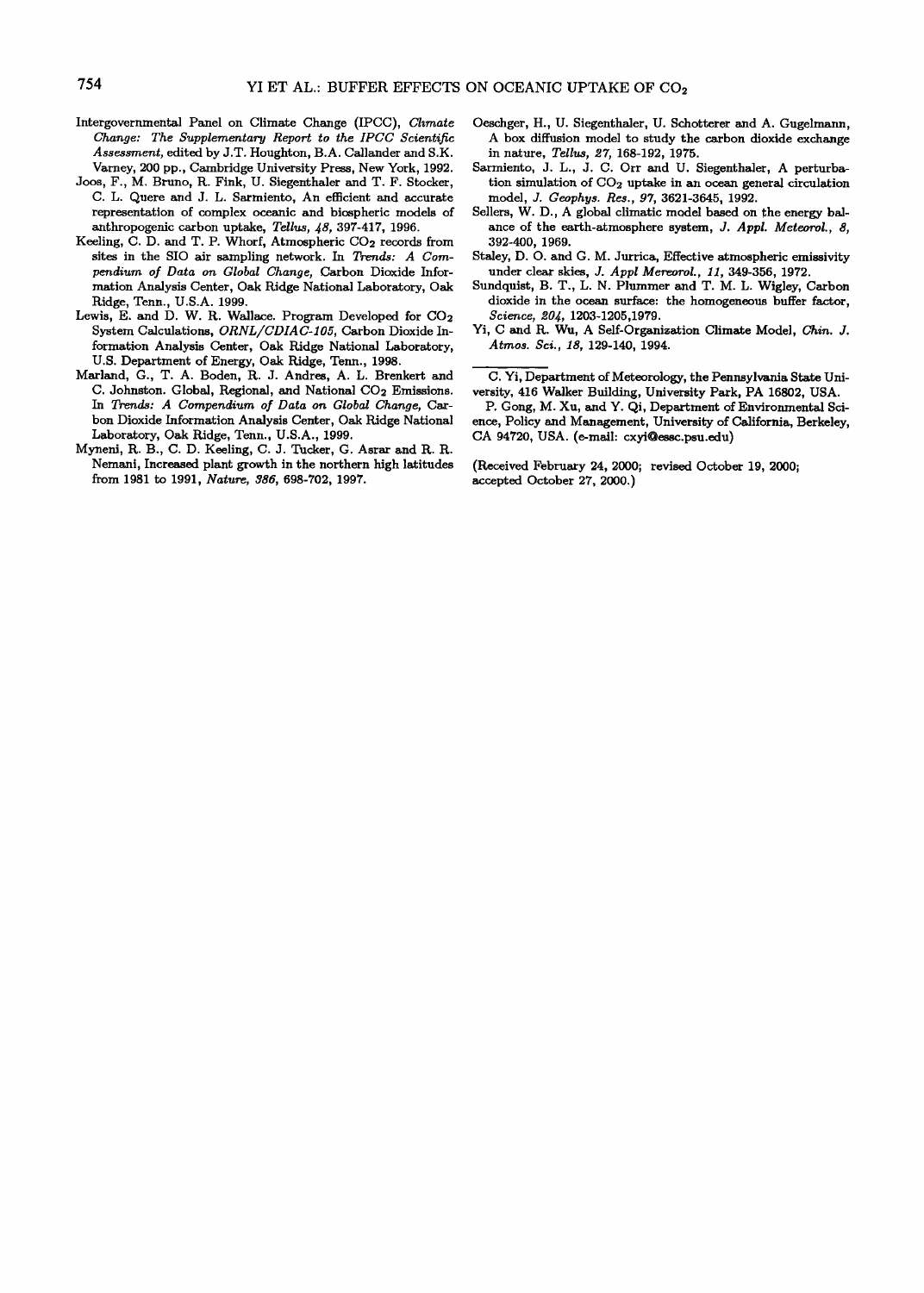Intergovernmental Panel on Climate Change (IPCC), *Climate Change: The Supplementary Report to the IPCC Scientific Assessment*, edited by J.T. Houghton, B.A. Callander and S.K. Varney, 200 pp., Cambridge University Press, New York, 1992.

Joos, F., M. Bruno, R. Fink, U. Siegenthaler and T. F. Stocker, C. L. Quere and J. L. Sarmiento, An efficient and accurate representation of complex oceanic and biospheric models of anthropogenic carbon uptake, *Tellus, 48*, 397-417, 1996.

Keeling, C. D. and T. P. Whorf, Atmospheric $CO_2$ records from sites in the SIO air sampling network. In *Trends: A Compendium of Data on Global Change*, Carbon Dioxide Information Analysis Center, Oak Ridge National Laboratory, Oak Ridge, Tenn., U.S.A. 1999.

Lewis, E. and D. W. R. Wallace. Program Developed for $CO_2$ System Calculations, *ORNL/CDIAC-105*, Carbon Dioxide Information Analysis Center, Oak Ridge National Laboratory, U.S. Department of Energy, Oak Ridge, Tenn., 1998.

Marland, G., T. A. Boden, R. J. Andres, A. L. Brenkert and C. Johnston. Global, Regional, and National $CO_2$ Emissions. In *Trends: A Compendium of Data on Global Change*, Carbon Dioxide Information Analysis Center, Oak Ridge National Laboratory, Oak Ridge, Tenn., U.S.A., 1999.

Myneni, R. B., C. D. Keeling, C. J. Tucker, G. Asrar and R. R. Nemani, Increased plant growth in the northern high latitudes from 1981 to 1991, *Nature, 386*, 698-702, 1997.

Oeschger, H., U. Siegenthaler, U. Schotterer and A. Gugelmann, A box diffusion model to study the carbon dioxide exchange in nature, *Tellus, 27*, 168-192, 1975.

Sarmiento, J. L., J. C. Orr and U. Siegenthaler, A perturbation simulation of $CO_2$ uptake in an ocean general circulation model, *J. Geophys. Res., 97*, 3621-3645, 1992.

Sellers, W. D., A global climatic model based on the energy balance of the earth-atmosphere system, *J. Appl. Meteorol., 8*, 392-400, 1969.

Staley, D. O. and G. M. Jurrica, Effective atmospheric emissivity under clear skies, *J. Appl Mereorol., 11*, 349-356, 1972.

Sundquist, B. T., L. N. Plummer and T. M. L. Wigley, Carbon dioxide in the ocean surface: the homogeneous buffer factor, *Science, 204*, 1203-1205,1979.

Yi, C and R. Wu, A Self-Organization Climate Model, *Chin. J. Atmos. Sci., 18*, 129-140, 1994.

---

C. Yi, Department of Meteorology, the Pennsylvania State University, 416 Walker Building, University Park, PA 16802, USA.

P. Gong, M. Xu, and Y. Qi, Department of Environmental Science, Policy and Management, University of California, Berkeley, CA 94720, USA. (e-mail: cxyi@essc.psu.edu)

(Received February 24, 2000; revised October 19, 2000; accepted October 27, 2000.)